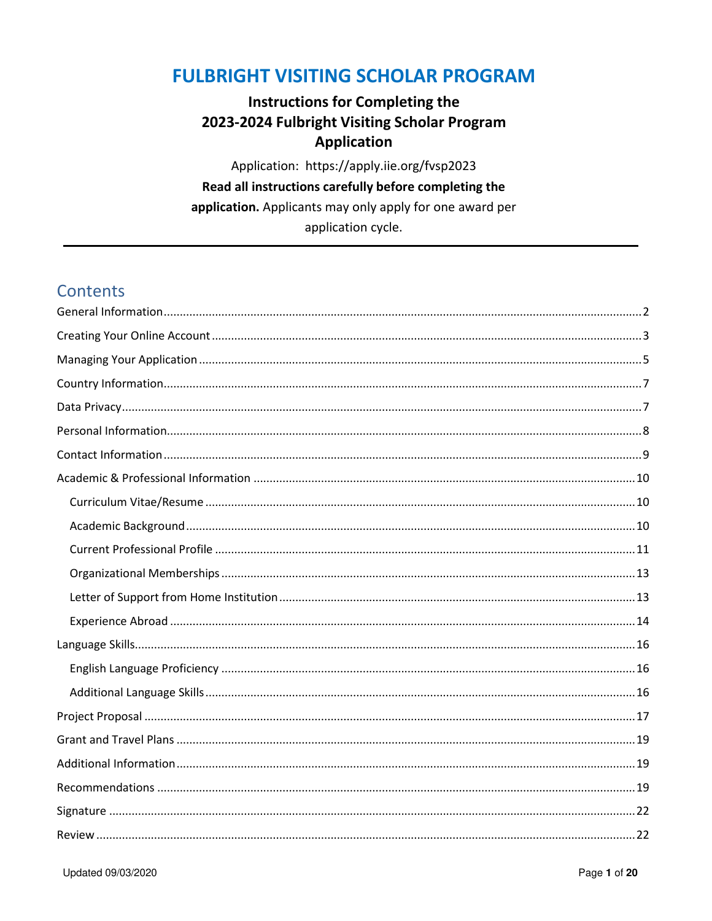# FULBRIGHT VISITING SCHOLAR PROGRAM

## Instructions for Completing the 2023-2024 Fulbright Visiting Scholar Program Application

Application: https://apply.iie.org/fvsp2023

**Read all instructions carefully before completing the application.** Applicants may only apply for one award per application cycle.

---

## Contents

- General Information ........ 2
- Creating Your Online Account ........ 3
- Managing Your Application ........ 5
- Country Information ........ 7
- Data Privacy ........ 7
- Personal Information ........ 8
- Contact Information ........ 9
- Academic & Professional Information ........ 10
  - Curriculum Vitae/Resume ........ 10
  - Academic Background ........ 10
  - Current Professional Profile ........ 11
  - Organizational Memberships ........ 13
  - Letter of Support from Home Institution ........ 13
  - Experience Abroad ........ 14
- Language Skills ........ 16
  - English Language Proficiency ........ 16
  - Additional Language Skills ........ 16
- Project Proposal ........ 17
- Grant and Travel Plans ........ 19
- Additional Information ........ 19
- Recommendations ........ 19
- Signature ........ 22
- Review ........ 22

Updated 09/03/2020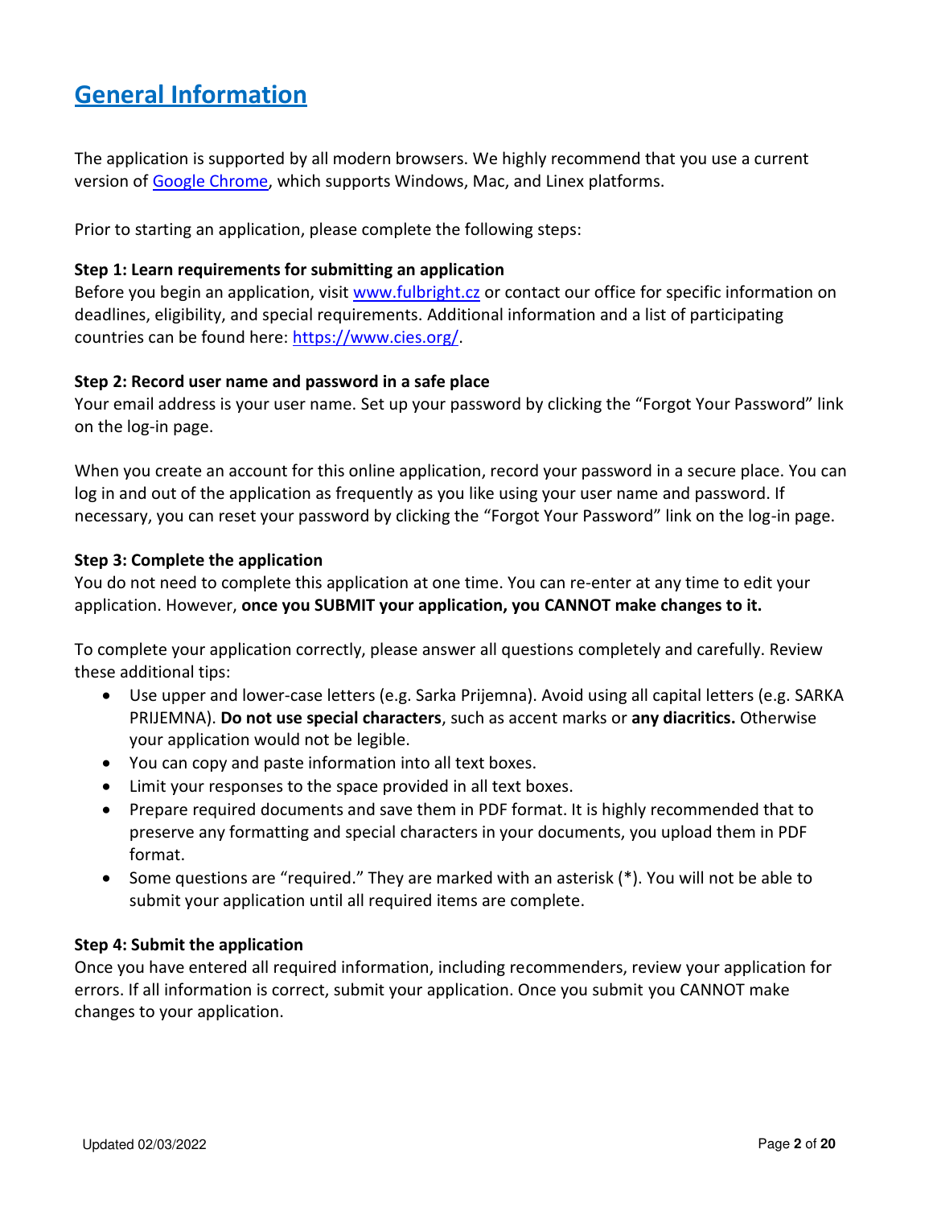## General Information

The application is supported by all modern browsers. We highly recommend that you use a current version of [Google Chrome](https://www.google.com/chrome/), which supports Windows, Mac, and Linex platforms.

Prior to starting an application, please complete the following steps:

**Step 1: Learn requirements for submitting an application**
Before you begin an application, visit [www.fulbright.cz](http://www.fulbright.cz) or contact our office for specific information on deadlines, eligibility, and special requirements. Additional information and a list of participating countries can be found here: [https://www.cies.org/](https://www.cies.org/).

**Step 2: Record user name and password in a safe place**
Your email address is your user name. Set up your password by clicking the "Forgot Your Password" link on the log-in page.

When you create an account for this online application, record your password in a secure place. You can log in and out of the application as frequently as you like using your user name and password. If necessary, you can reset your password by clicking the "Forgot Your Password" link on the log-in page.

**Step 3: Complete the application**
You do not need to complete this application at one time. You can re-enter at any time to edit your application. However, **once you SUBMIT your application, you CANNOT make changes to it.**

To complete your application correctly, please answer all questions completely and carefully. Review these additional tips:

- Use upper and lower-case letters (e.g. Sarka Prijemna). Avoid using all capital letters (e.g. SARKA PRIJEMNA). **Do not use special characters**, such as accent marks or **any diacritics.** Otherwise your application would not be legible.
- You can copy and paste information into all text boxes.
- Limit your responses to the space provided in all text boxes.
- Prepare required documents and save them in PDF format. It is highly recommended that to preserve any formatting and special characters in your documents, you upload them in PDF format.
- Some questions are "required." They are marked with an asterisk (*). You will not be able to submit your application until all required items are complete.

**Step 4: Submit the application**
Once you have entered all required information, including recommenders, review your application for errors. If all information is correct, submit your application. Once you submit you CANNOT make changes to your application.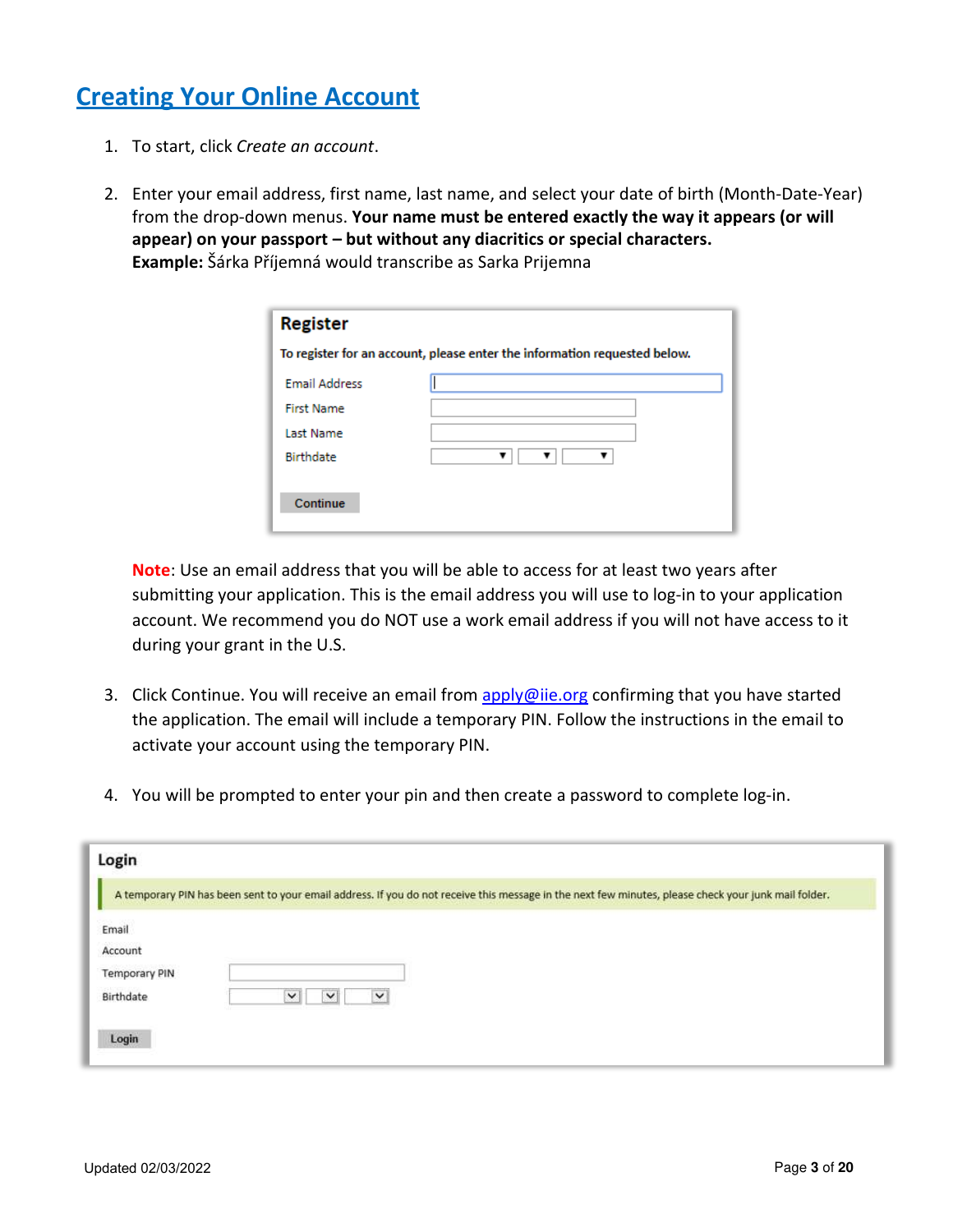# Creating Your Online Account

1. To start, click *Create an account*.

2. Enter your email address, first name, last name, and select your date of birth (Month-Date-Year) from the drop-down menus. **Your name must be entered exactly the way it appears (or will appear) on your passport – but without any diacritics or special characters.**
   **Example:** Šárka Příjemná would transcribe as Sarka Prijemna

   **Register**

   To register for an account, please enter the information requested below.

   Email Address
   First Name
   Last Name
   Birthdate

   Continue

   **Note**: Use an email address that you will be able to access for at least two years after submitting your application. This is the email address you will use to log-in to your application account. We recommend you do NOT use a work email address if you will not have access to it during your grant in the U.S.

3. Click Continue. You will receive an email from apply@iie.org confirming that you have started the application. The email will include a temporary PIN. Follow the instructions in the email to activate your account using the temporary PIN.

4. You will be prompted to enter your pin and then create a password to complete log-in.

**Login**

A temporary PIN has been sent to your email address. If you do not receive this message in the next few minutes, please check your junk mail folder.

Email
Account
Temporary PIN
Birthdate

Login

Updated 02/03/2022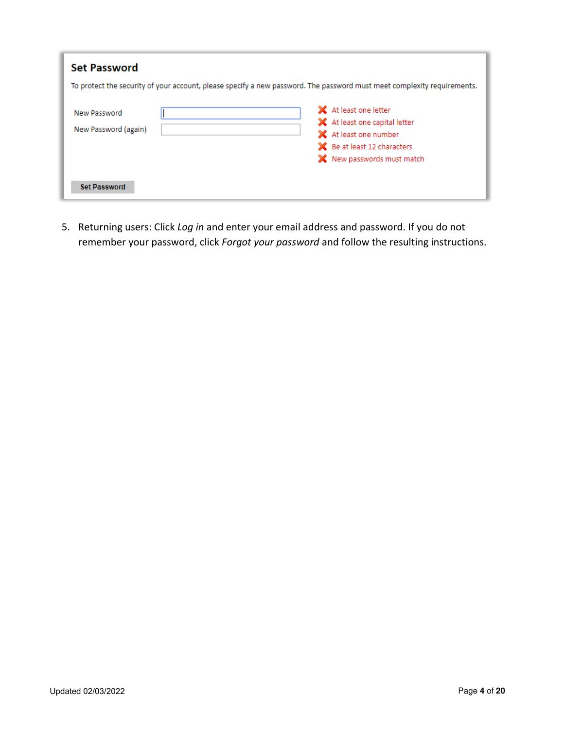## Set Password

To protect the security of your account, please specify a new password. The password must meet complexity requirements.

New Password

New Password (again)

- ❌ At least one letter
- ❌ At least one capital letter
- ❌ At least one number
- ❌ Be at least 12 characters
- ❌ New passwords must match

Set Password

5. Returning users: Click *Log in* and enter your email address and password. If you do not remember your password, click *Forgot your password* and follow the resulting instructions.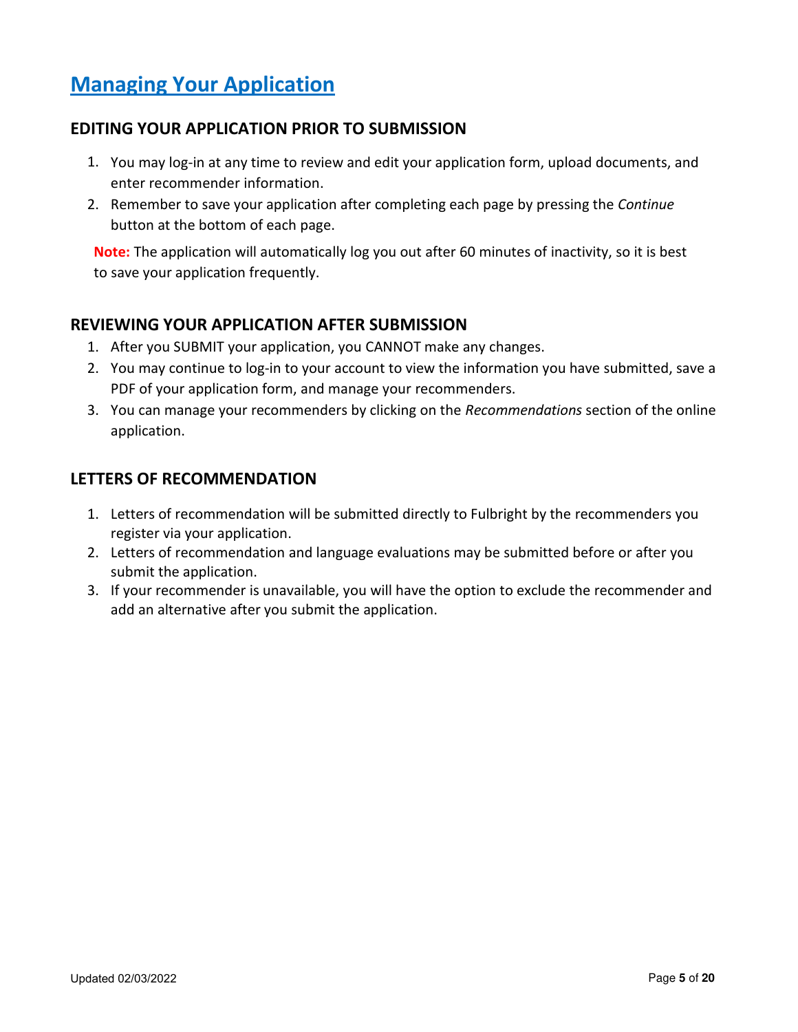# Managing Your Application

## EDITING YOUR APPLICATION PRIOR TO SUBMISSION

1. You may log-in at any time to review and edit your application form, upload documents, and enter recommender information.
2. Remember to save your application after completing each page by pressing the *Continue* button at the bottom of each page.

**Note:** The application will automatically log you out after 60 minutes of inactivity, so it is best to save your application frequently.

## REVIEWING YOUR APPLICATION AFTER SUBMISSION

1. After you SUBMIT your application, you CANNOT make any changes.
2. You may continue to log-in to your account to view the information you have submitted, save a PDF of your application form, and manage your recommenders.
3. You can manage your recommenders by clicking on the *Recommendations* section of the online application.

## LETTERS OF RECOMMENDATION

1. Letters of recommendation will be submitted directly to Fulbright by the recommenders you register via your application.
2. Letters of recommendation and language evaluations may be submitted before or after you submit the application.
3. If your recommender is unavailable, you will have the option to exclude the recommender and add an alternative after you submit the application.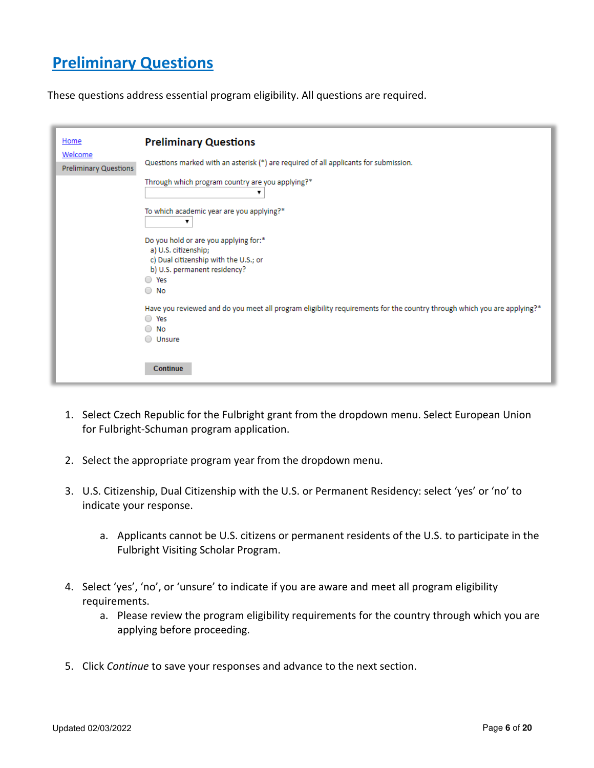## Preliminary Questions

These questions address essential program eligibility. All questions are required.

Home
Welcome
Preliminary Questions

**Preliminary Questions**

Questions marked with an asterisk (*) are required of all applicants for submission.

Through which program country are you applying?*

To which academic year are you applying?*

Do you hold or are you applying for:*
a) U.S. citizenship;
c) Dual citizenship with the U.S.; or
b) U.S. permanent residency?
- Yes
- No

Have you reviewed and do you meet all program eligibility requirements for the country through which you are applying?*
- Yes
- No
- Unsure

Continue

1. Select Czech Republic for the Fulbright grant from the dropdown menu. Select European Union for Fulbright-Schuman program application.

2. Select the appropriate program year from the dropdown menu.

3. U.S. Citizenship, Dual Citizenship with the U.S. or Permanent Residency: select 'yes' or 'no' to indicate your response.

    a. Applicants cannot be U.S. citizens or permanent residents of the U.S. to participate in the Fulbright Visiting Scholar Program.

4. Select 'yes', 'no', or 'unsure' to indicate if you are aware and meet all program eligibility requirements.
    a. Please review the program eligibility requirements for the country through which you are applying before proceeding.

5. Click *Continue* to save your responses and advance to the next section.

Updated 02/03/2022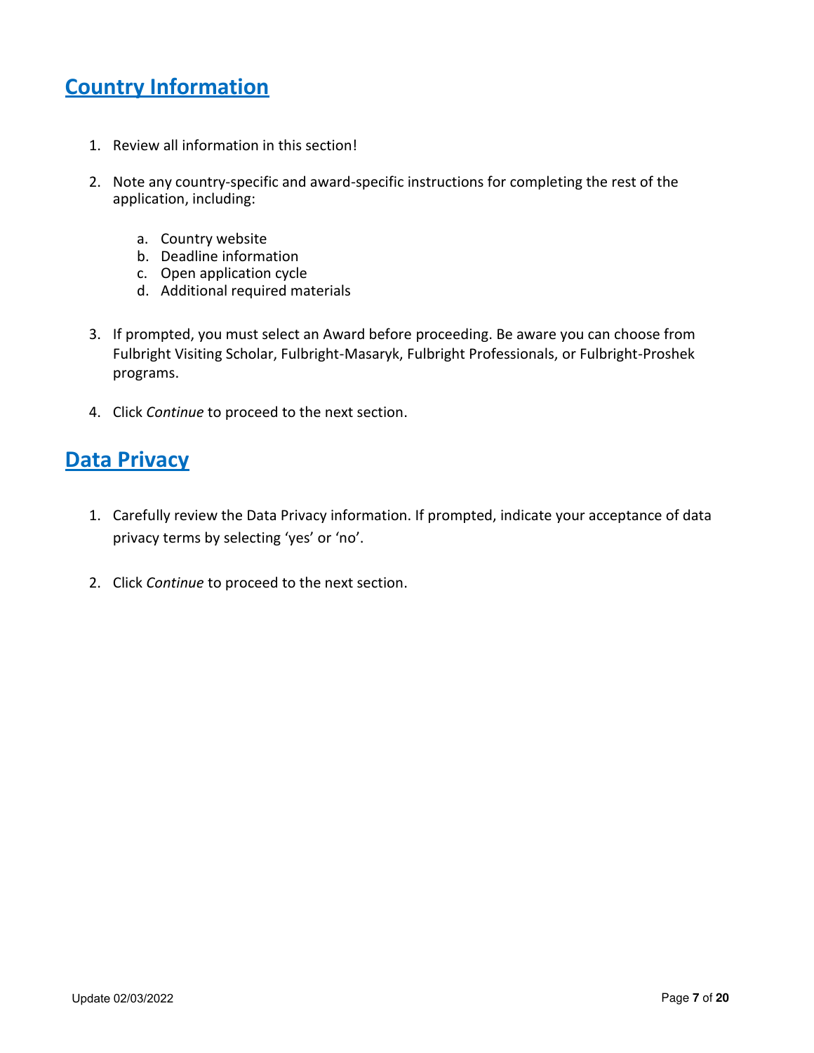## Country Information

1. Review all information in this section!

2. Note any country-specific and award-specific instructions for completing the rest of the application, including:

   a. Country website
   b. Deadline information
   c. Open application cycle
   d. Additional required materials

3. If prompted, you must select an Award before proceeding. Be aware you can choose from Fulbright Visiting Scholar, Fulbright-Masaryk, Fulbright Professionals, or Fulbright-Proshek programs.

4. Click *Continue* to proceed to the next section.

## Data Privacy

1. Carefully review the Data Privacy information. If prompted, indicate your acceptance of data privacy terms by selecting 'yes' or 'no'.

2. Click *Continue* to proceed to the next section.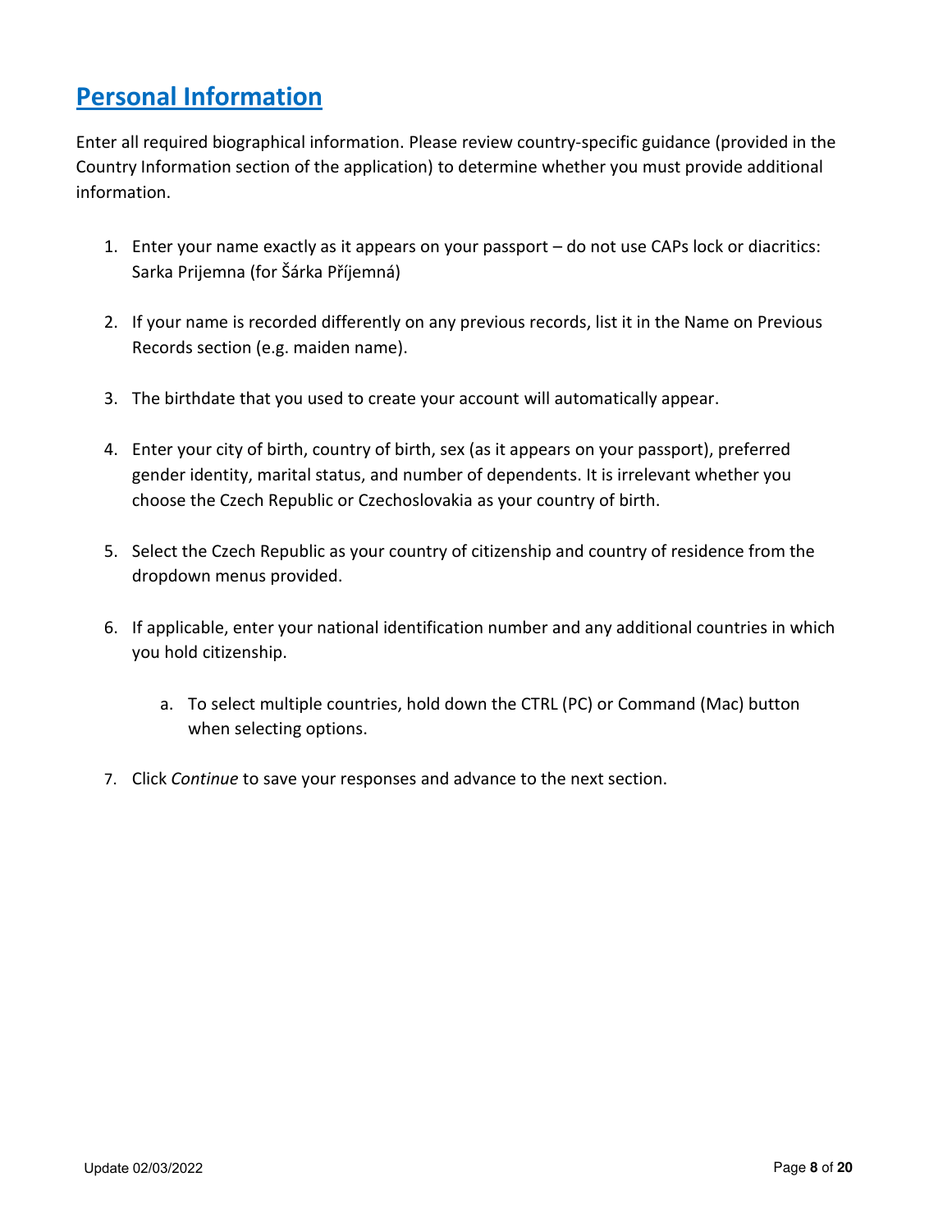## Personal Information

Enter all required biographical information. Please review country-specific guidance (provided in the Country Information section of the application) to determine whether you must provide additional information.

1. Enter your name exactly as it appears on your passport – do not use CAPs lock or diacritics: Sarka Prijemna (for Šárka Příjemná)

2. If your name is recorded differently on any previous records, list it in the Name on Previous Records section (e.g. maiden name).

3. The birthdate that you used to create your account will automatically appear.

4. Enter your city of birth, country of birth, sex (as it appears on your passport), preferred gender identity, marital status, and number of dependents. It is irrelevant whether you choose the Czech Republic or Czechoslovakia as your country of birth.

5. Select the Czech Republic as your country of citizenship and country of residence from the dropdown menus provided.

6. If applicable, enter your national identification number and any additional countries in which you hold citizenship.

    a. To select multiple countries, hold down the CTRL (PC) or Command (Mac) button when selecting options.

7. Click *Continue* to save your responses and advance to the next section.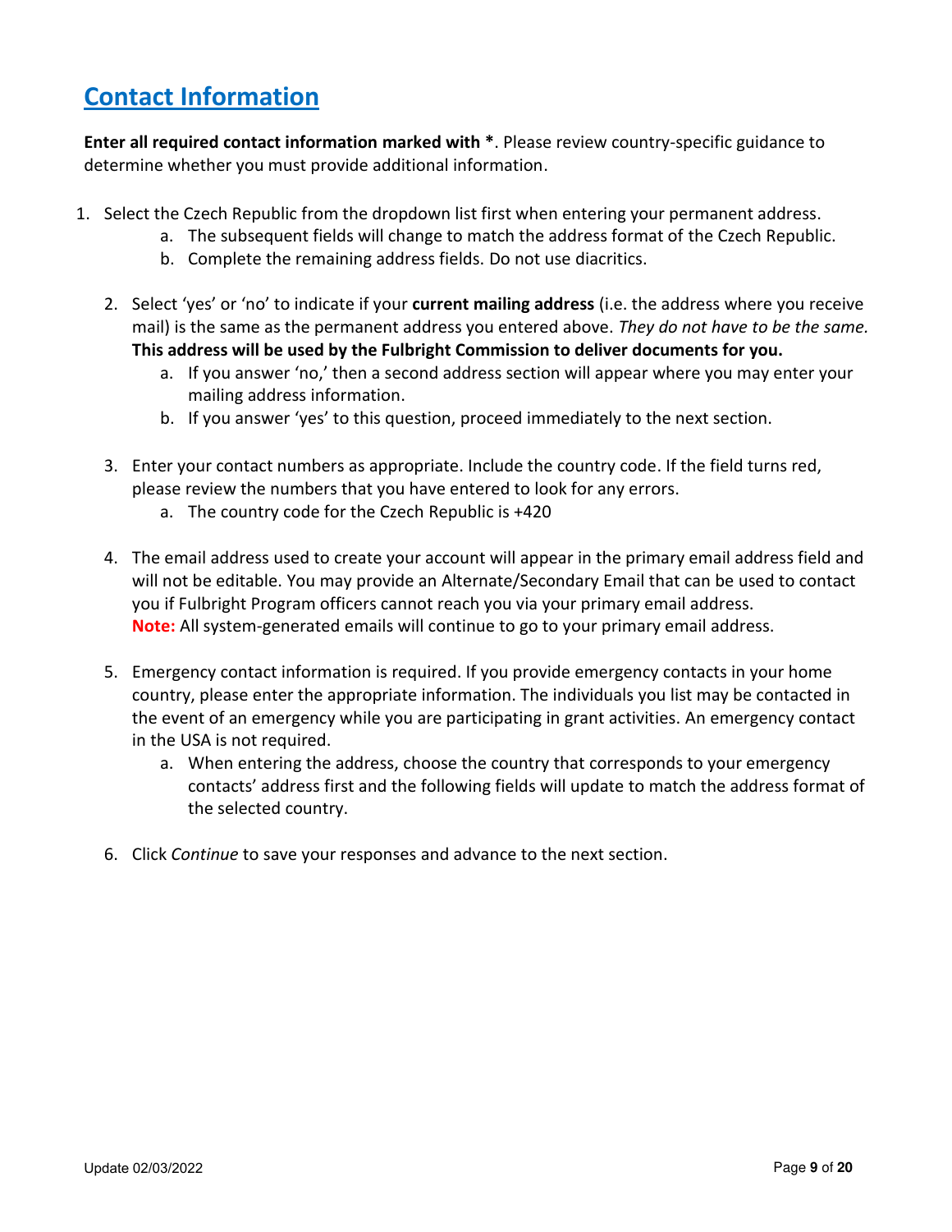## Contact Information

**Enter all required contact information marked with \***. Please review country-specific guidance to determine whether you must provide additional information.

1. Select the Czech Republic from the dropdown list first when entering your permanent address.
    a. The subsequent fields will change to match the address format of the Czech Republic.
    b. Complete the remaining address fields. Do not use diacritics.

2. Select 'yes' or 'no' to indicate if your **current mailing address** (i.e. the address where you receive mail) is the same as the permanent address you entered above. *They do not have to be the same.* **This address will be used by the Fulbright Commission to deliver documents for you.**
    a. If you answer 'no,' then a second address section will appear where you may enter your mailing address information.
    b. If you answer 'yes' to this question, proceed immediately to the next section.

3. Enter your contact numbers as appropriate. Include the country code. If the field turns red, please review the numbers that you have entered to look for any errors.
    a. The country code for the Czech Republic is +420

4. The email address used to create your account will appear in the primary email address field and will not be editable. You may provide an Alternate/Secondary Email that can be used to contact you if Fulbright Program officers cannot reach you via your primary email address.
   **Note:** All system-generated emails will continue to go to your primary email address.

5. Emergency contact information is required. If you provide emergency contacts in your home country, please enter the appropriate information. The individuals you list may be contacted in the event of an emergency while you are participating in grant activities. An emergency contact in the USA is not required.
    a. When entering the address, choose the country that corresponds to your emergency contacts' address first and the following fields will update to match the address format of the selected country.

6. Click *Continue* to save your responses and advance to the next section.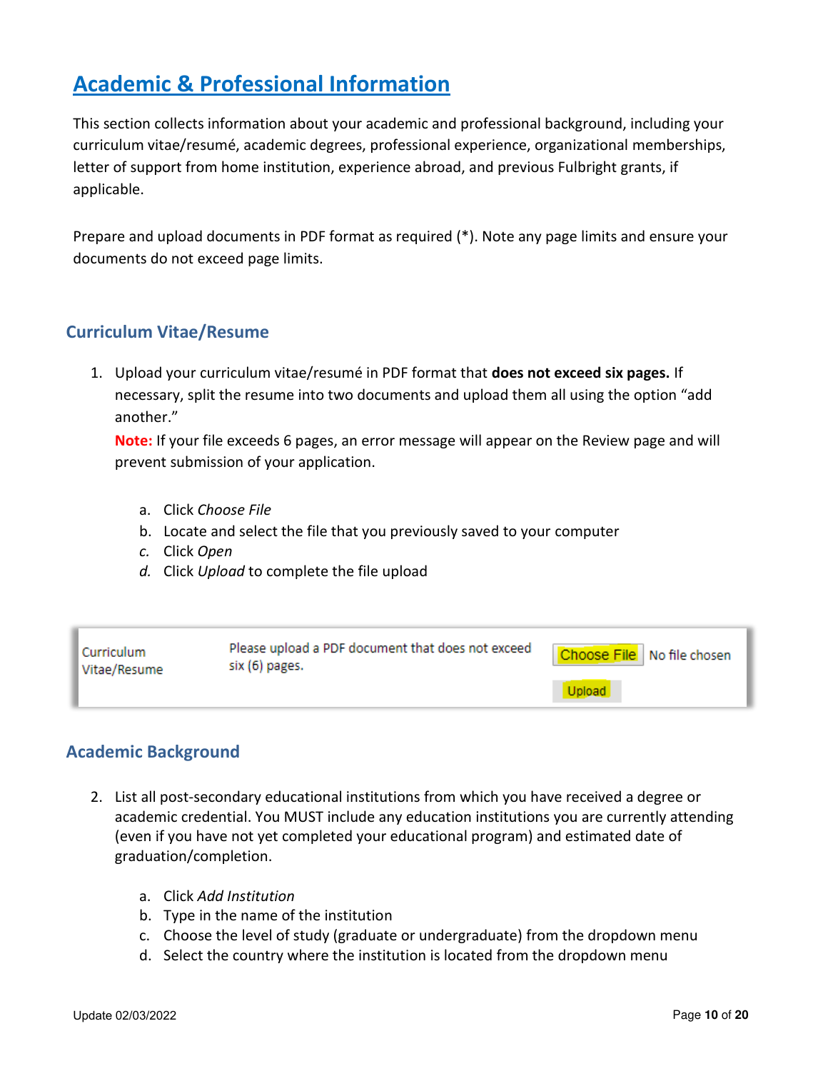# Academic & Professional Information

This section collects information about your academic and professional background, including your curriculum vitae/resumé, academic degrees, professional experience, organizational memberships, letter of support from home institution, experience abroad, and previous Fulbright grants, if applicable.

Prepare and upload documents in PDF format as required (*). Note any page limits and ensure your documents do not exceed page limits.

## Curriculum Vitae/Resume

1. Upload your curriculum vitae/resumé in PDF format that **does not exceed six pages.** If necessary, split the resume into two documents and upload them all using the option "add another."
   **Note:** If your file exceeds 6 pages, an error message will appear on the Review page and will prevent submission of your application.

   a. Click *Choose File*
   b. Locate and select the file that you previously saved to your computer
   c. Click *Open*
   d. Click *Upload* to complete the file upload

| Curriculum Vitae/Resume | Please upload a PDF document that does not exceed six (6) pages. | Choose File No file chosen<br>Upload |
|---|---|---|

## Academic Background

2. List all post-secondary educational institutions from which you have received a degree or academic credential. You MUST include any education institutions you are currently attending (even if you have not yet completed your educational program) and estimated date of graduation/completion.

   a. Click *Add Institution*
   b. Type in the name of the institution
   c. Choose the level of study (graduate or undergraduate) from the dropdown menu
   d. Select the country where the institution is located from the dropdown menu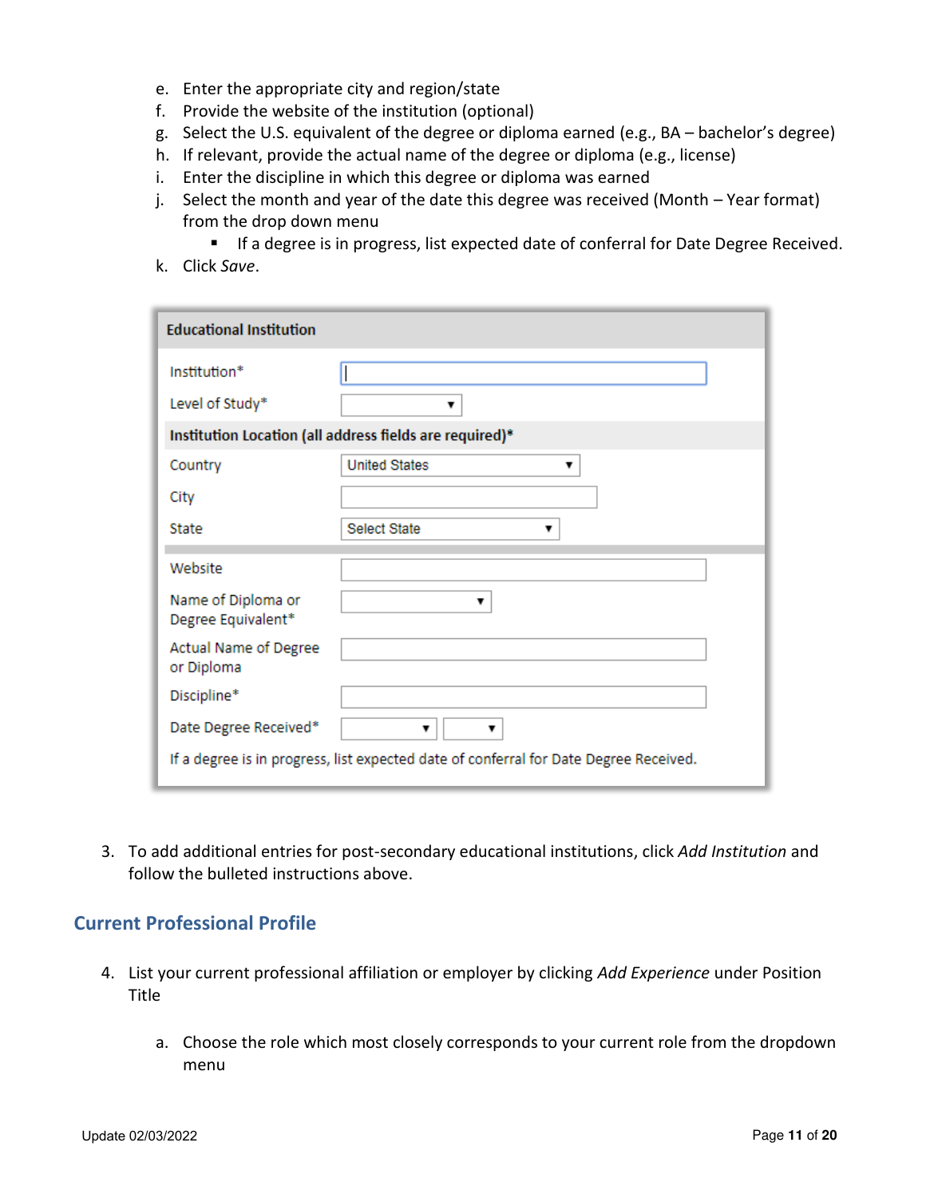e. Enter the appropriate city and region/state
f. Provide the website of the institution (optional)
g. Select the U.S. equivalent of the degree or diploma earned (e.g., BA – bachelor's degree)
h. If relevant, provide the actual name of the degree or diploma (e.g., license)
i. Enter the discipline in which this degree or diploma was earned
j. Select the month and year of the date this degree was received (Month – Year format) from the drop down menu
   - If a degree is in progress, list expected date of conferral for Date Degree Received.
k. Click *Save*.

| Educational Institution | |
|---|---|
| Institution* | |
| Level of Study* | ▼ |
| **Institution Location (all address fields are required)*** | |
| Country | United States ▼ |
| City | |
| State | Select State ▼ |
| Website | |
| Name of Diploma or Degree Equivalent* | ▼ |
| Actual Name of Degree or Diploma | |
| Discipline* | |
| Date Degree Received* | ▼ ▼ |
| If a degree is in progress, list expected date of conferral for Date Degree Received. | |

3. To add additional entries for post-secondary educational institutions, click *Add Institution* and follow the bulleted instructions above.

## Current Professional Profile

4. List your current professional affiliation or employer by clicking *Add Experience* under Position Title

   a. Choose the role which most closely corresponds to your current role from the dropdown menu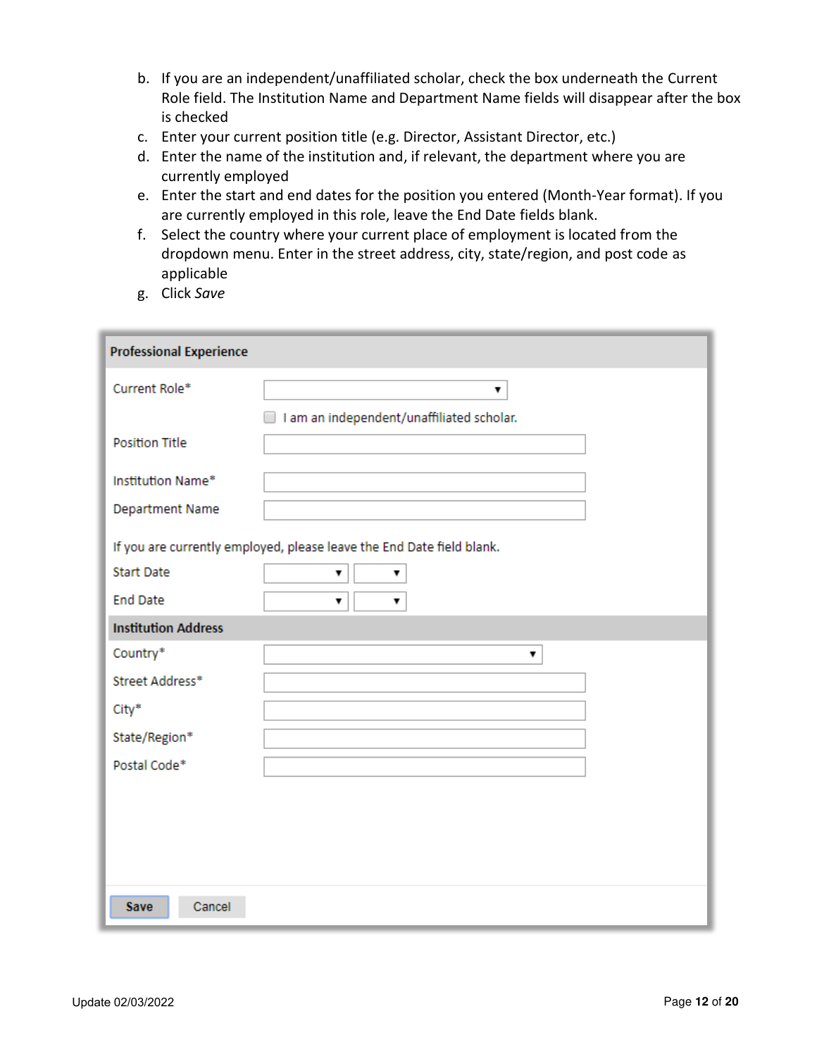b. If you are an independent/unaffiliated scholar, check the box underneath the Current Role field. The Institution Name and Department Name fields will disappear after the box is checked
c. Enter your current position title (e.g. Director, Assistant Director, etc.)
d. Enter the name of the institution and, if relevant, the department where you are currently employed
e. Enter the start and end dates for the position you entered (Month-Year format). If you are currently employed in this role, leave the End Date fields blank.
f. Select the country where your current place of employment is located from the dropdown menu. Enter in the street address, city, state/region, and post code as applicable
g. Click *Save*

**Professional Experience**

Current Role*

☐ I am an independent/unaffiliated scholar.

Position Title

Institution Name*

Department Name

If you are currently employed, please leave the End Date field blank.

Start Date

End Date

**Institution Address**

Country*

Street Address*

City*

State/Region*

Postal Code*

Save    Cancel

Update 02/03/2022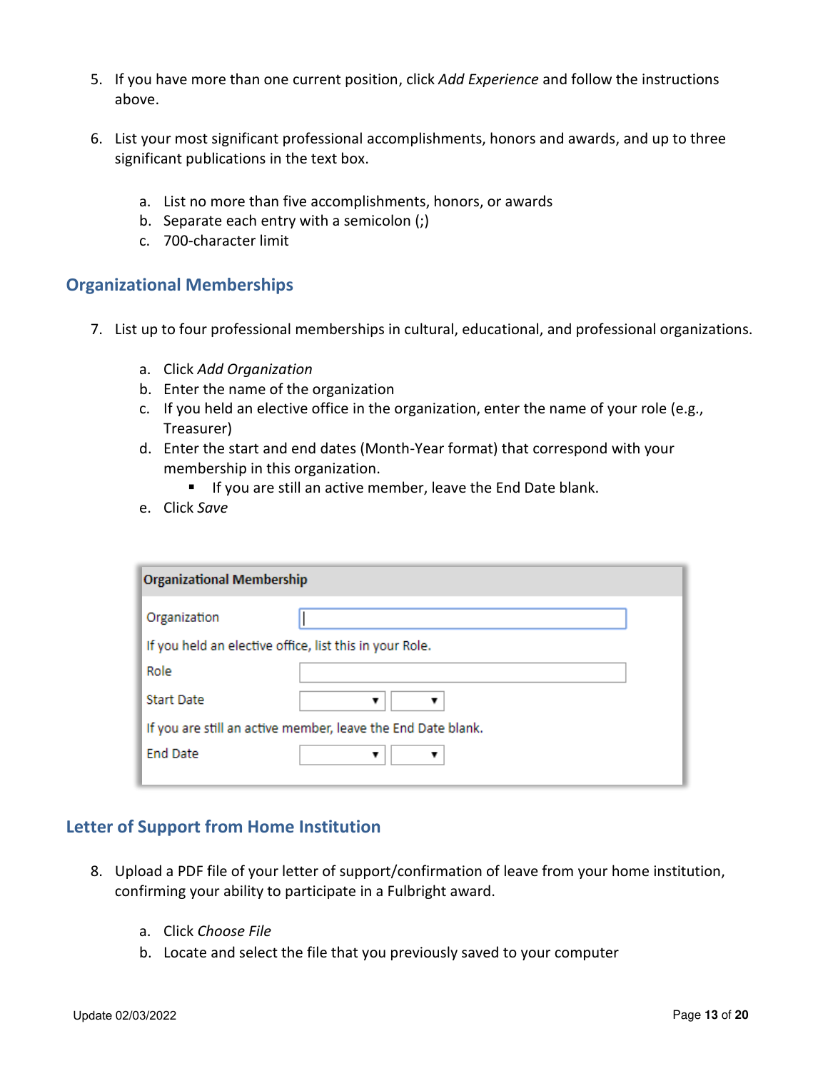5. If you have more than one current position, click *Add Experience* and follow the instructions above.

6. List your most significant professional accomplishments, honors and awards, and up to three significant publications in the text box.

   a. List no more than five accomplishments, honors, or awards
   b. Separate each entry with a semicolon (;)
   c. 700-character limit

## Organizational Memberships

7. List up to four professional memberships in cultural, educational, and professional organizations.

   a. Click *Add Organization*
   b. Enter the name of the organization
   c. If you held an elective office in the organization, enter the name of your role (e.g., Treasurer)
   d. Enter the start and end dates (Month-Year format) that correspond with your membership in this organization.
      - If you are still an active member, leave the End Date blank.
   e. Click *Save*

**Organizational Membership**

Organization

If you held an elective office, list this in your Role.

Role

Start Date

If you are still an active member, leave the End Date blank.

End Date

## Letter of Support from Home Institution

8. Upload a PDF file of your letter of support/confirmation of leave from your home institution, confirming your ability to participate in a Fulbright award.

   a. Click *Choose File*
   b. Locate and select the file that you previously saved to your computer

Update 02/03/2022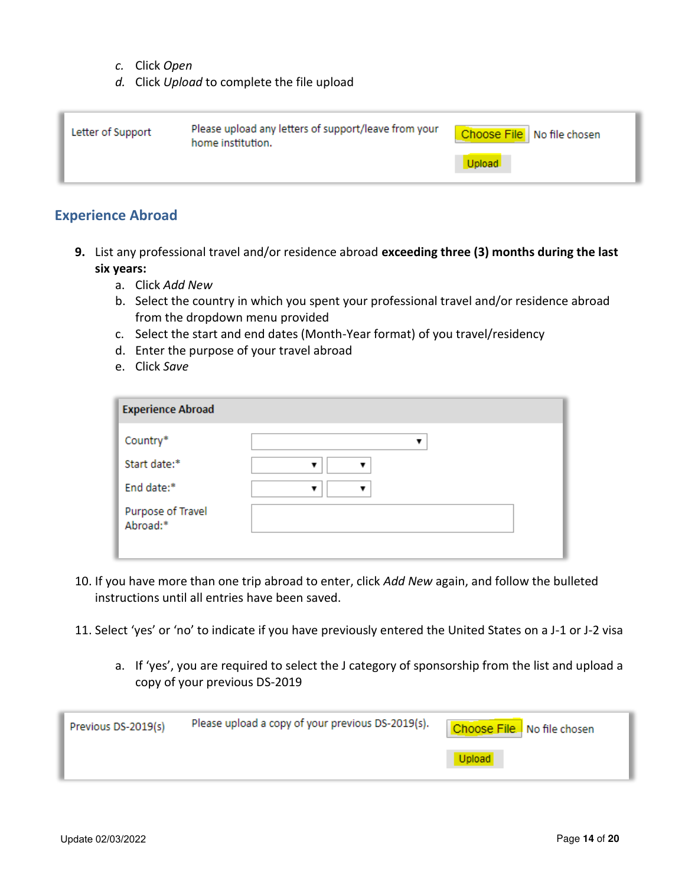c. Click *Open*
d. Click *Upload* to complete the file upload

| Letter of Support | Please upload any letters of support/leave from your home institution. | Choose File No file chosen Upload |
|---|---|---|

## Experience Abroad

9. List any professional travel and/or residence abroad **exceeding three (3) months during the last six years:**
   a. Click *Add New*
   b. Select the country in which you spent your professional travel and/or residence abroad from the dropdown menu provided
   c. Select the start and end dates (Month-Year format) of you travel/residency
   d. Enter the purpose of your travel abroad
   e. Click *Save*

**Experience Abroad**

| | |
|---|---|
| Country* | ▼ |
| Start date:* | ▼ ▼ |
| End date:* | ▼ ▼ |
| Purpose of Travel Abroad:* | |

10. If you have more than one trip abroad to enter, click *Add New* again, and follow the bulleted instructions until all entries have been saved.

11. Select 'yes' or 'no' to indicate if you have previously entered the United States on a J-1 or J-2 visa

    a. If 'yes', you are required to select the J category of sponsorship from the list and upload a copy of your previous DS-2019

| Previous DS-2019(s) | Please upload a copy of your previous DS-2019(s). | Choose File No file chosen Upload |
|---|---|---|

Update 02/03/2022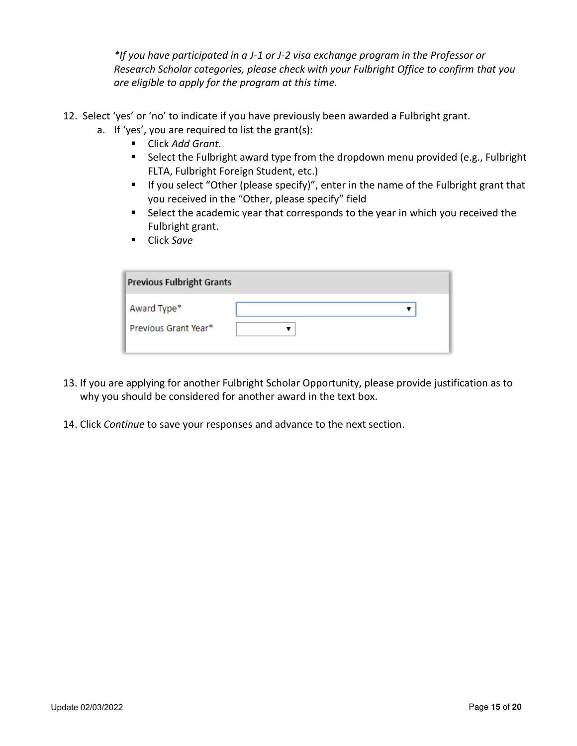*\*If you have participated in a J-1 or J-2 visa exchange program in the Professor or Research Scholar categories, please check with your Fulbright Office to confirm that you are eligible to apply for the program at this time.*

12. Select 'yes' or 'no' to indicate if you have previously been awarded a Fulbright grant.
    a. If 'yes', you are required to list the grant(s):
        - Click *Add Grant.*
        - Select the Fulbright award type from the dropdown menu provided (e.g., Fulbright FLTA, Fulbright Foreign Student, etc.)
        - If you select "Other (please specify)", enter in the name of the Fulbright grant that you received in the "Other, please specify" field
        - Select the academic year that corresponds to the year in which you received the Fulbright grant.
        - Click *Save*

| Previous Fulbright Grants | |
|---|---|
| Award Type* | ▼ |
| Previous Grant Year* | ▼ |

13. If you are applying for another Fulbright Scholar Opportunity, please provide justification as to why you should be considered for another award in the text box.

14. Click *Continue* to save your responses and advance to the next section.

Update 02/03/2022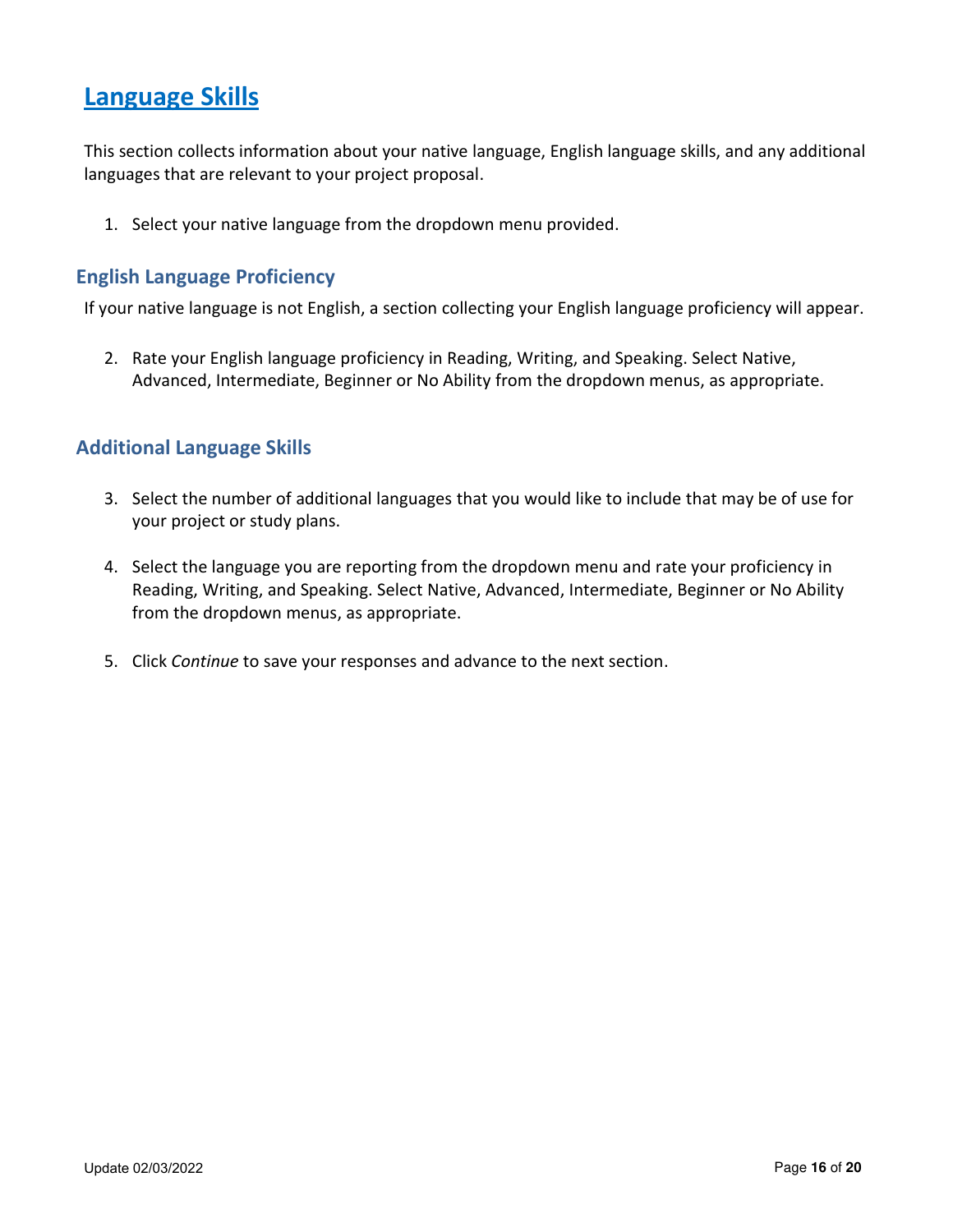# Language Skills

This section collects information about your native language, English language skills, and any additional languages that are relevant to your project proposal.

1. Select your native language from the dropdown menu provided.

## English Language Proficiency

If your native language is not English, a section collecting your English language proficiency will appear.

2. Rate your English language proficiency in Reading, Writing, and Speaking. Select Native, Advanced, Intermediate, Beginner or No Ability from the dropdown menus, as appropriate.

## Additional Language Skills

3. Select the number of additional languages that you would like to include that may be of use for your project or study plans.

4. Select the language you are reporting from the dropdown menu and rate your proficiency in Reading, Writing, and Speaking. Select Native, Advanced, Intermediate, Beginner or No Ability from the dropdown menus, as appropriate.

5. Click *Continue* to save your responses and advance to the next section.

Update 02/03/2022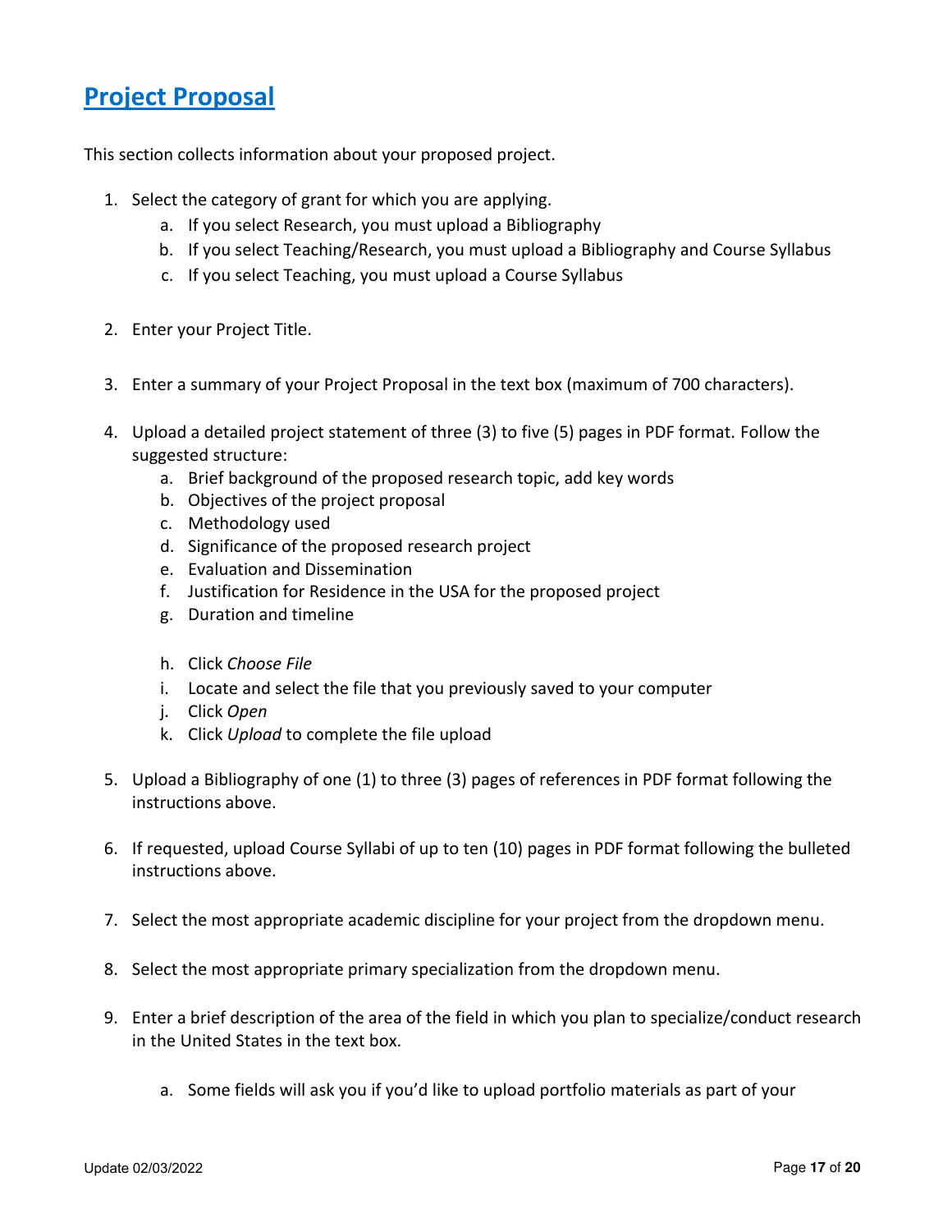## Project Proposal

This section collects information about your proposed project.

1. Select the category of grant for which you are applying.
   a. If you select Research, you must upload a Bibliography
   b. If you select Teaching/Research, you must upload a Bibliography and Course Syllabus
   c. If you select Teaching, you must upload a Course Syllabus

2. Enter your Project Title.

3. Enter a summary of your Project Proposal in the text box (maximum of 700 characters).

4. Upload a detailed project statement of three (3) to five (5) pages in PDF format. Follow the suggested structure:
   a. Brief background of the proposed research topic, add key words
   b. Objectives of the project proposal
   c. Methodology used
   d. Significance of the proposed research project
   e. Evaluation and Dissemination
   f. Justification for Residence in the USA for the proposed project
   g. Duration and timeline

   h. Click *Choose File*
   i. Locate and select the file that you previously saved to your computer
   j. Click *Open*
   k. Click *Upload* to complete the file upload

5. Upload a Bibliography of one (1) to three (3) pages of references in PDF format following the instructions above.

6. If requested, upload Course Syllabi of up to ten (10) pages in PDF format following the bulleted instructions above.

7. Select the most appropriate academic discipline for your project from the dropdown menu.

8. Select the most appropriate primary specialization from the dropdown menu.

9. Enter a brief description of the area of the field in which you plan to specialize/conduct research in the United States in the text box.

   a. Some fields will ask you if you'd like to upload portfolio materials as part of your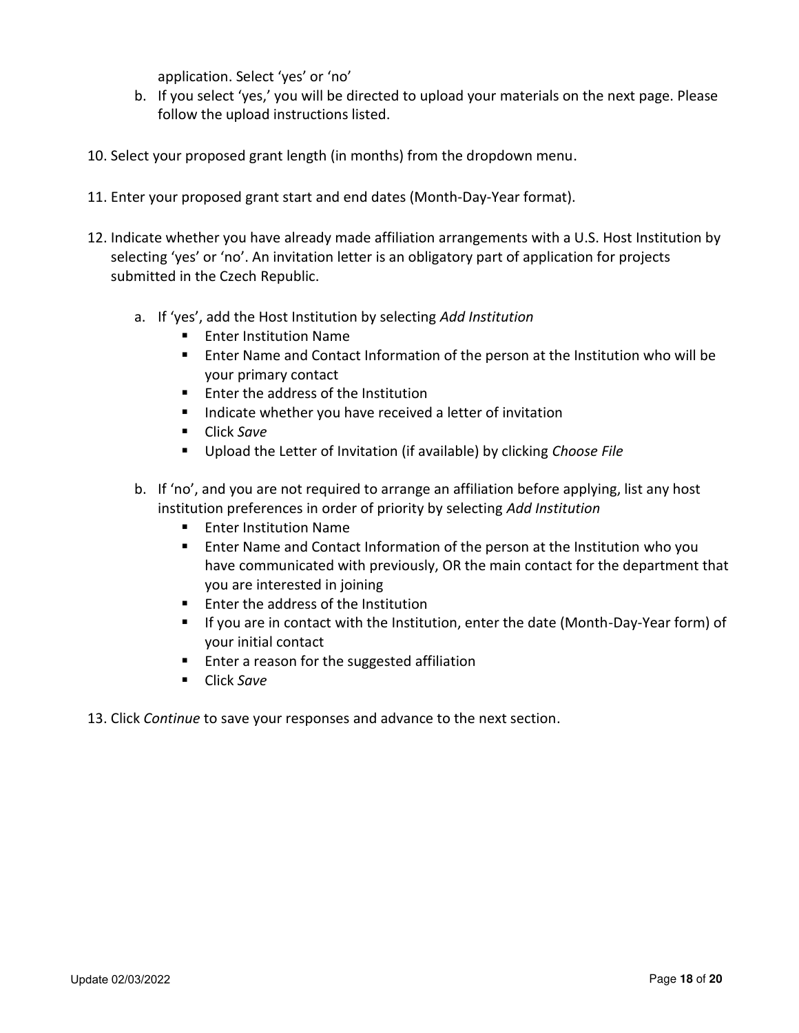application. Select 'yes' or 'no'

b. If you select 'yes,' you will be directed to upload your materials on the next page. Please follow the upload instructions listed.

10. Select your proposed grant length (in months) from the dropdown menu.

11. Enter your proposed grant start and end dates (Month-Day-Year format).

12. Indicate whether you have already made affiliation arrangements with a U.S. Host Institution by selecting 'yes' or 'no'. An invitation letter is an obligatory part of application for projects submitted in the Czech Republic.

    a. If 'yes', add the Host Institution by selecting *Add Institution*
        - Enter Institution Name
        - Enter Name and Contact Information of the person at the Institution who will be your primary contact
        - Enter the address of the Institution
        - Indicate whether you have received a letter of invitation
        - Click *Save*
        - Upload the Letter of Invitation (if available) by clicking *Choose File*

    b. If 'no', and you are not required to arrange an affiliation before applying, list any host institution preferences in order of priority by selecting *Add Institution*
        - Enter Institution Name
        - Enter Name and Contact Information of the person at the Institution who you have communicated with previously, OR the main contact for the department that you are interested in joining
        - Enter the address of the Institution
        - If you are in contact with the Institution, enter the date (Month-Day-Year form) of your initial contact
        - Enter a reason for the suggested affiliation
        - Click *Save*

13. Click *Continue* to save your responses and advance to the next section.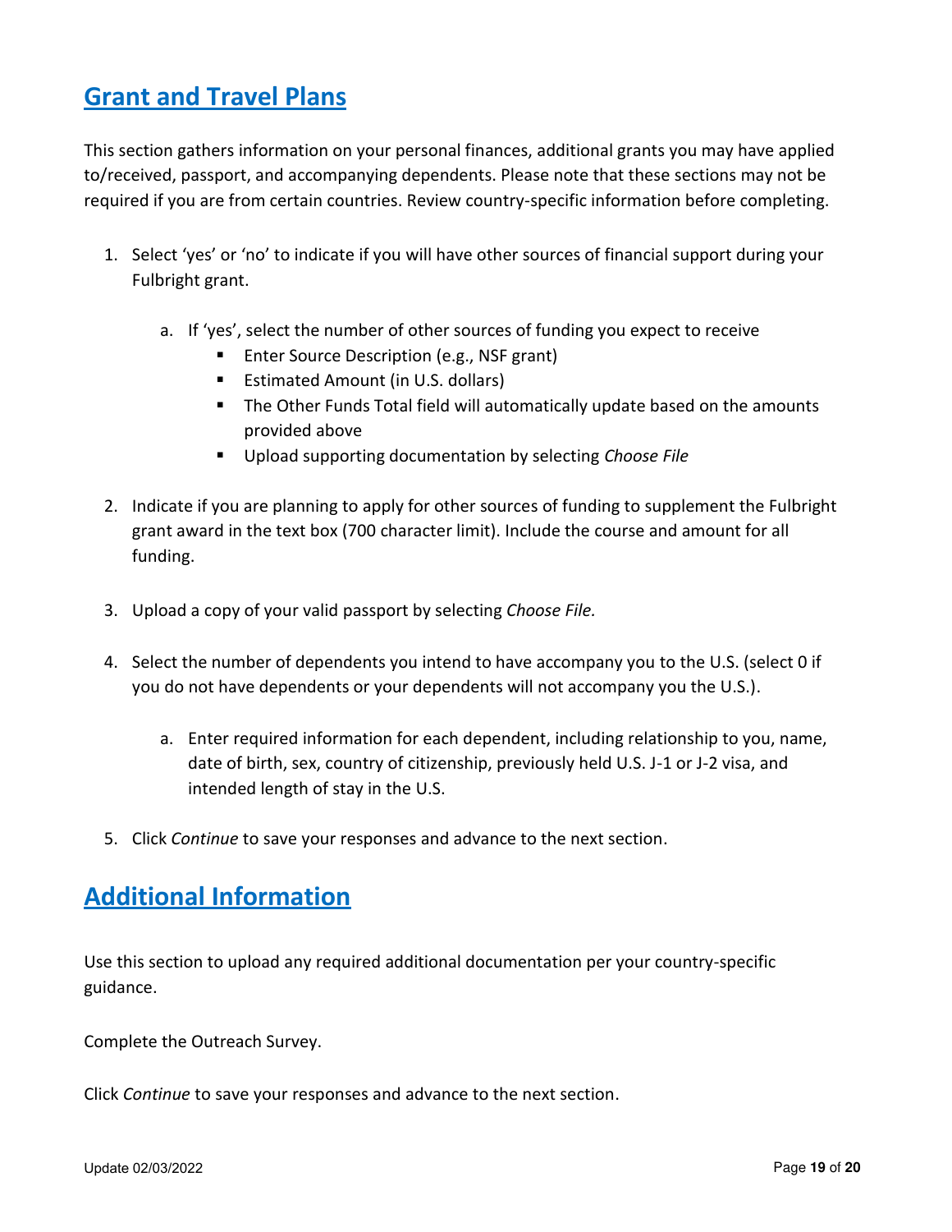## Grant and Travel Plans

This section gathers information on your personal finances, additional grants you may have applied to/received, passport, and accompanying dependents. Please note that these sections may not be required if you are from certain countries. Review country-specific information before completing.

1. Select 'yes' or 'no' to indicate if you will have other sources of financial support during your Fulbright grant.

   a. If 'yes', select the number of other sources of funding you expect to receive
      - Enter Source Description (e.g., NSF grant)
      - Estimated Amount (in U.S. dollars)
      - The Other Funds Total field will automatically update based on the amounts provided above
      - Upload supporting documentation by selecting *Choose File*

2. Indicate if you are planning to apply for other sources of funding to supplement the Fulbright grant award in the text box (700 character limit). Include the course and amount for all funding.

3. Upload a copy of your valid passport by selecting *Choose File.*

4. Select the number of dependents you intend to have accompany you to the U.S. (select 0 if you do not have dependents or your dependents will not accompany you the U.S.).

   a. Enter required information for each dependent, including relationship to you, name, date of birth, sex, country of citizenship, previously held U.S. J-1 or J-2 visa, and intended length of stay in the U.S.

5. Click *Continue* to save your responses and advance to the next section.

## Additional Information

Use this section to upload any required additional documentation per your country-specific guidance.

Complete the Outreach Survey.

Click *Continue* to save your responses and advance to the next section.

Update 02/03/2022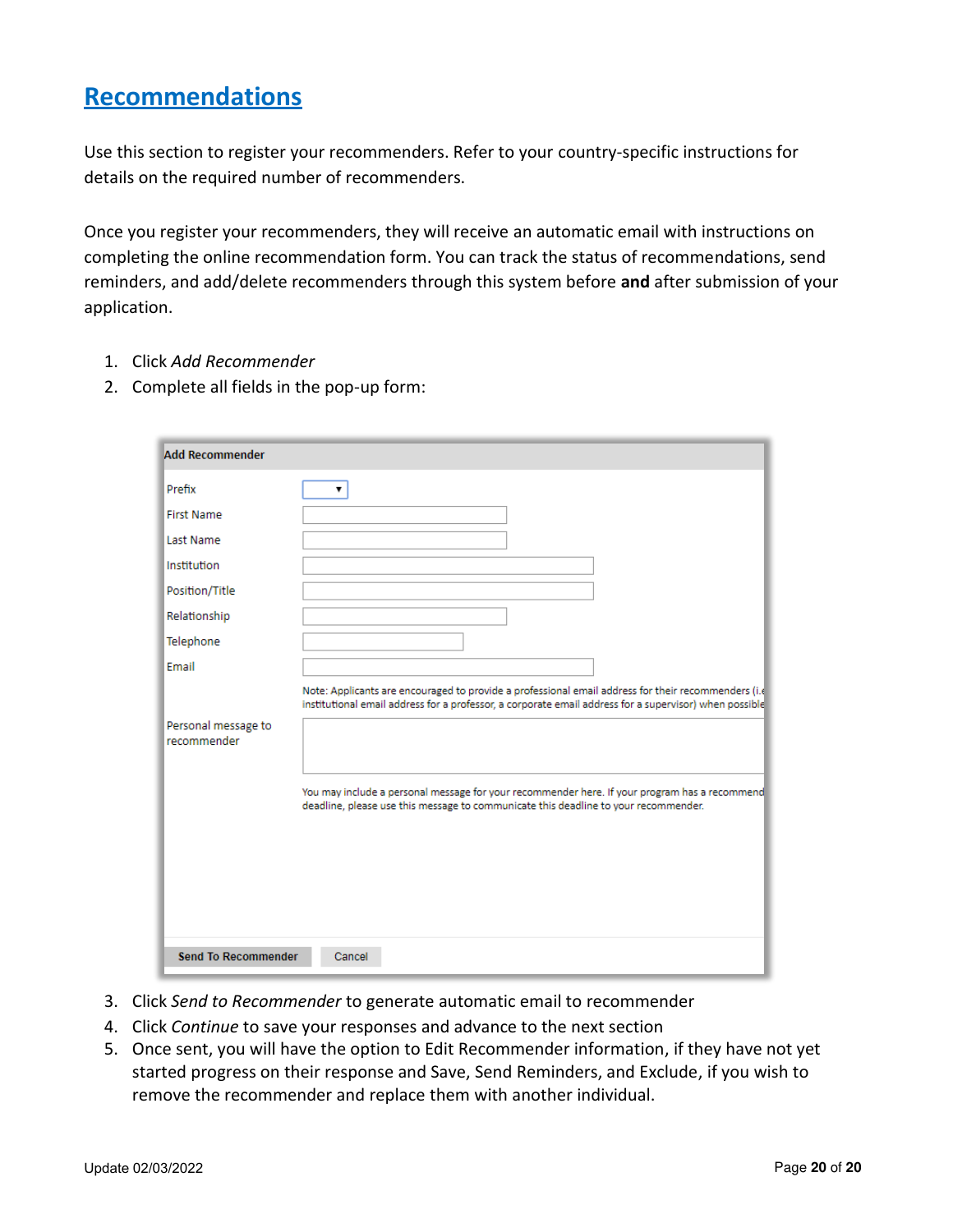## Recommendations

Use this section to register your recommenders. Refer to your country-specific instructions for details on the required number of recommenders.

Once you register your recommenders, they will receive an automatic email with instructions on completing the online recommendation form. You can track the status of recommendations, send reminders, and add/delete recommenders through this system before **and** after submission of your application.

1. Click *Add Recommender*
2. Complete all fields in the pop-up form:

**Add Recommender**

Prefix

First Name

Last Name

Institution

Position/Title

Relationship

Telephone

Email

Note: Applicants are encouraged to provide a professional email address for their recommenders (i.e institutional email address for a professor, a corporate email address for a supervisor) when possible

Personal message to recommender

You may include a personal message for your recommender here. If your program has a recommend deadline, please use this message to communicate this deadline to your recommender.

Send To Recommender | Cancel

3. Click *Send to Recommender* to generate automatic email to recommender
4. Click *Continue* to save your responses and advance to the next section
5. Once sent, you will have the option to Edit Recommender information, if they have not yet started progress on their response and Save, Send Reminders, and Exclude, if you wish to remove the recommender and replace them with another individual.

Update 02/03/2022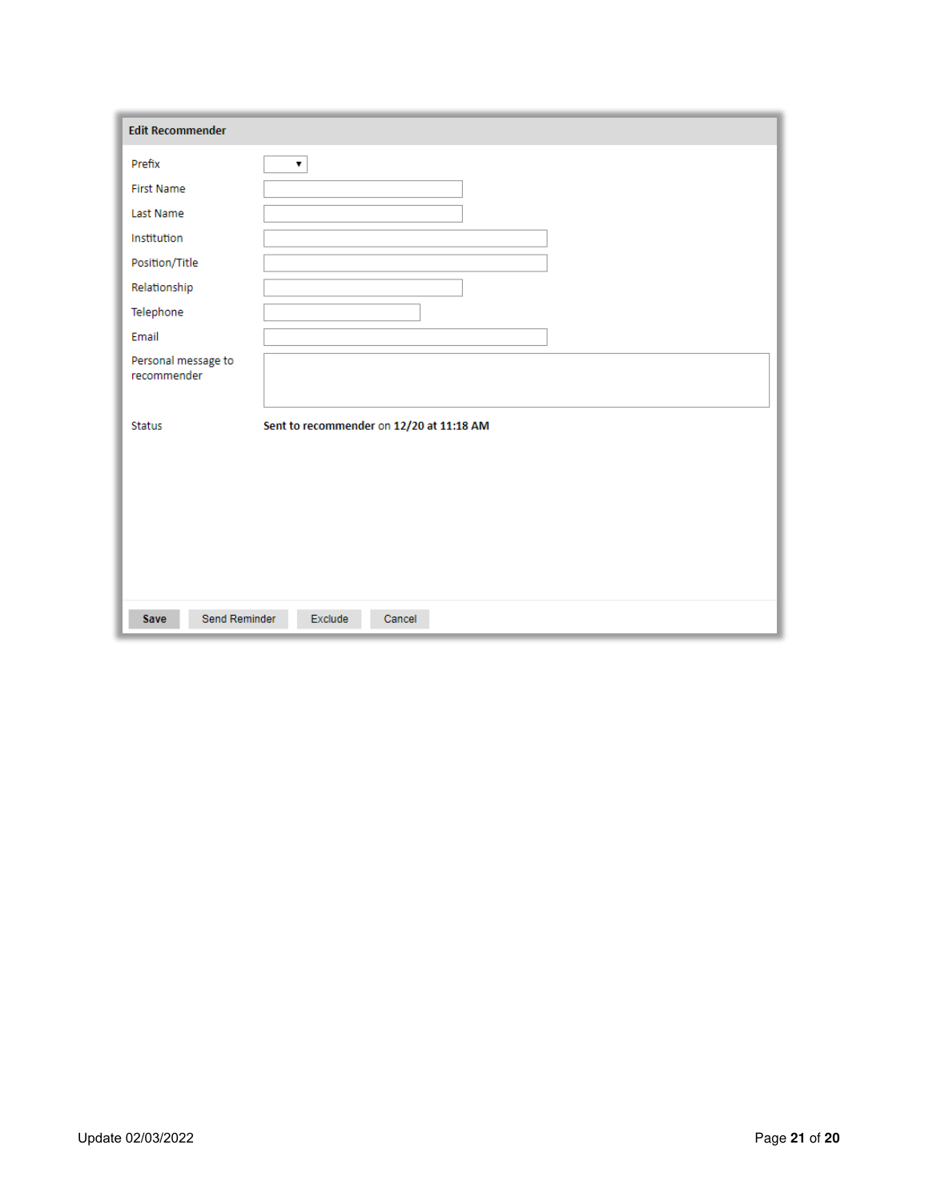**Edit Recommender**

| | |
|---|---|
| Prefix | |
| First Name | |
| Last Name | |
| Institution | |
| Position/Title | |
| Relationship | |
| Telephone | |
| Email | |
| Personal message to recommender | |
| Status | **Sent to recommender** on **12/20 at 11:18 AM** |

**Save** | Send Reminder | Exclude | Cancel

Update 02/03/2022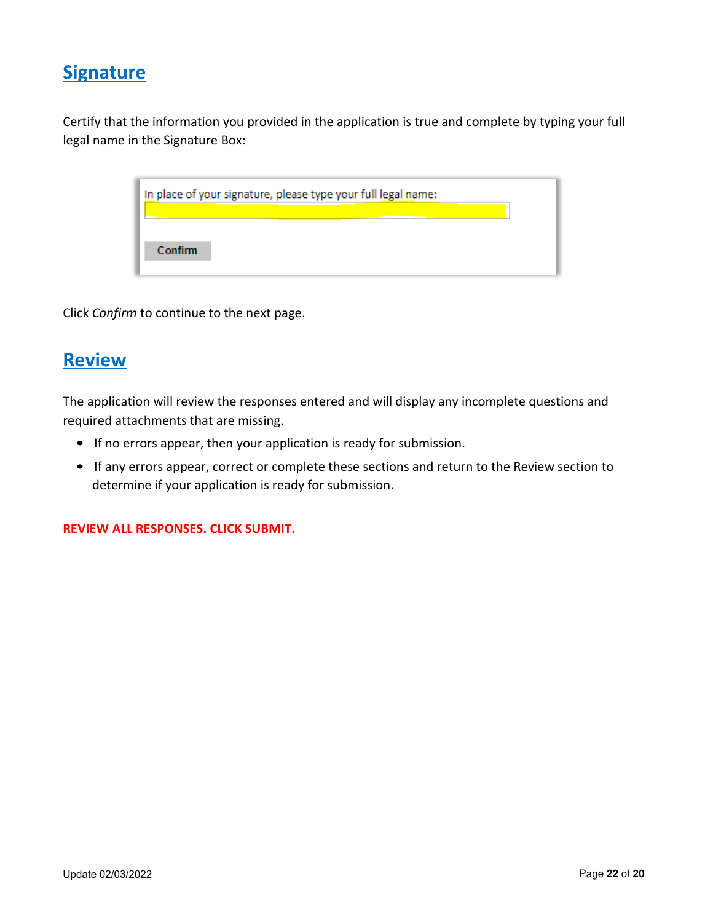## Signature

Certify that the information you provided in the application is true and complete by typing your full legal name in the Signature Box:

In place of your signature, please type your full legal name:

Confirm

Click *Confirm* to continue to the next page.

## Review

The application will review the responses entered and will display any incomplete questions and required attachments that are missing.

- If no errors appear, then your application is ready for submission.
- If any errors appear, correct or complete these sections and return to the Review section to determine if your application is ready for submission.

**REVIEW ALL RESPONSES. CLICK SUBMIT.**

Update 02/03/2022